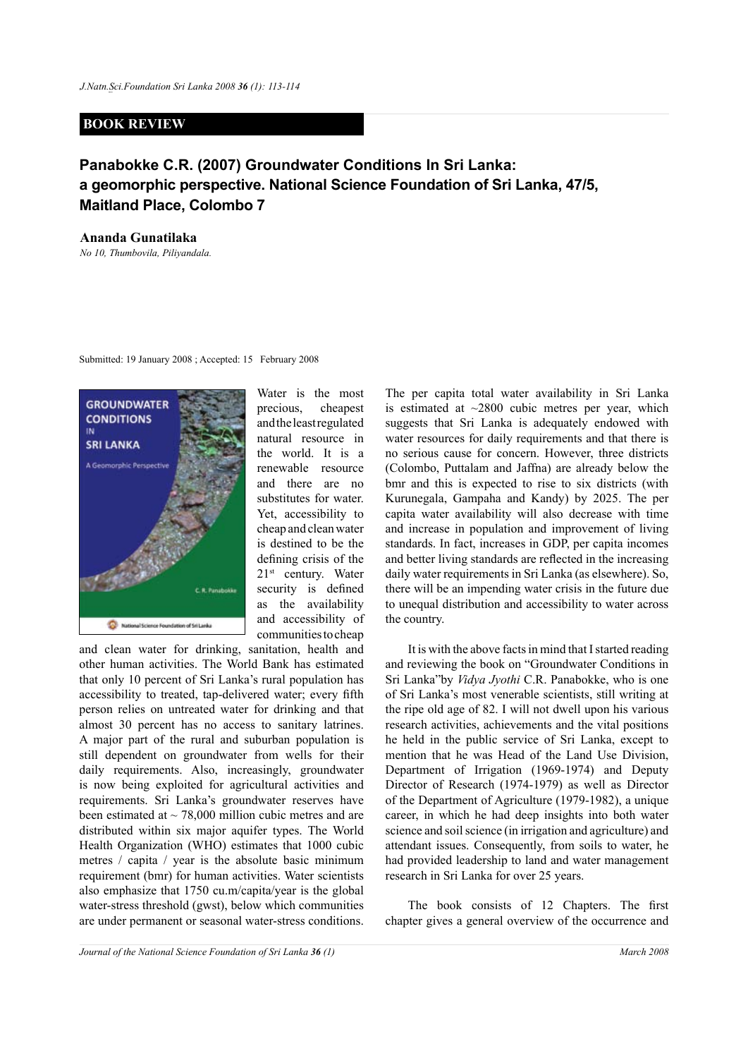## BOOK REVIEW

# Panabokke C.R. (2007) Groundwater Conditions In Sri Lanka: a geomorphic perspective. National Science Foundation of Sri Lanka, 47/5, Maitland Place, Colombo 7

**Ananda Gunatilaka**

*No 10, Thumbovila, Piliyandala.*

Submitted: 19 January 2008 ; Accepted: 15 February 2008

Water is the most precious, cheapest and the least regulated natural resource in the world. It is a renewable resource and there are no substitutes for water. Yet, accessibility to cheap and clean water is destined to be the defining crisis of the 21st century. Water security is defined as the availability and accessibility of communities to cheap and clean water for drinking, sanitation, health and other human activities. The World Bank has estimated that only 10 percent of Sri Lanka's rural population has accessibility to treated, tap-delivered water; every fifth person relies on untreated water for drinking and that almost 30 percent has no access to sanitary latrines. A major part of the rural and suburban population is still dependent on groundwater from wells for their daily requirements. Also, increasingly, groundwater is now being exploited for agricultural activities and requirements. Sri Lanka's groundwater reserves have been estimated at ~ 78,000 million cubic metres and are distributed within six major aquifer types. The World Health Organization (WHO) estimates that 1000 cubic metres / capita / year is the absolute basic minimum requirement (bmr) for human activities. Water scientists also emphasize that 1750 cu.m/capita/year is the global water-stress threshold (gwst), below which communities are under permanent or seasonal water-stress conditions. The per capita total water availability in Sri Lanka is estimated at ~2800 cubic metres per year, which suggests that Sri Lanka is adequately endowed with water resources for daily requirements and that there is no serious cause for concern. However, three districts (Colombo, Puttalam and Jaffna) are already below the bmr and this is expected to rise to six districts (with Kurunegala, Gampaha and Kandy) by 2025. The per capita water availability will also decrease with time and increase in population and improvement of living standards. In fact, increases in GDP, per capita incomes and better living standards are reflected in the increasing daily water requirements in Sri Lanka (as elsewhere). So, there will be an impending water crisis in the future due to unequal distribution and accessibility to water across the country.

It is with the above facts in mind that I started reading and reviewing the book on "Groundwater Conditions in Sri Lanka" by *Vidya Jyothi* C.R. Panabokke, who is one of Sri Lanka's most venerable scientists, still writing at the ripe old age of 82. I will not dwell upon his various research activities, achievements and the vital positions he held in the public service of Sri Lanka, except to mention that he was Head of the Land Use Division, Department of Irrigation (1969-1974) and Deputy Director of Research (1974-1979) as well as Director of the Department of Agriculture (1979-1982), a unique career, in which he had deep insights into both water science and soil science (in irrigation and agriculture) and attendant issues. Consequently, from soils to water, he had provided leadership to land and water management research in Sri Lanka for over 25 years.

The book consists of 12 Chapters. The first chapter gives a general overview of the occurrence and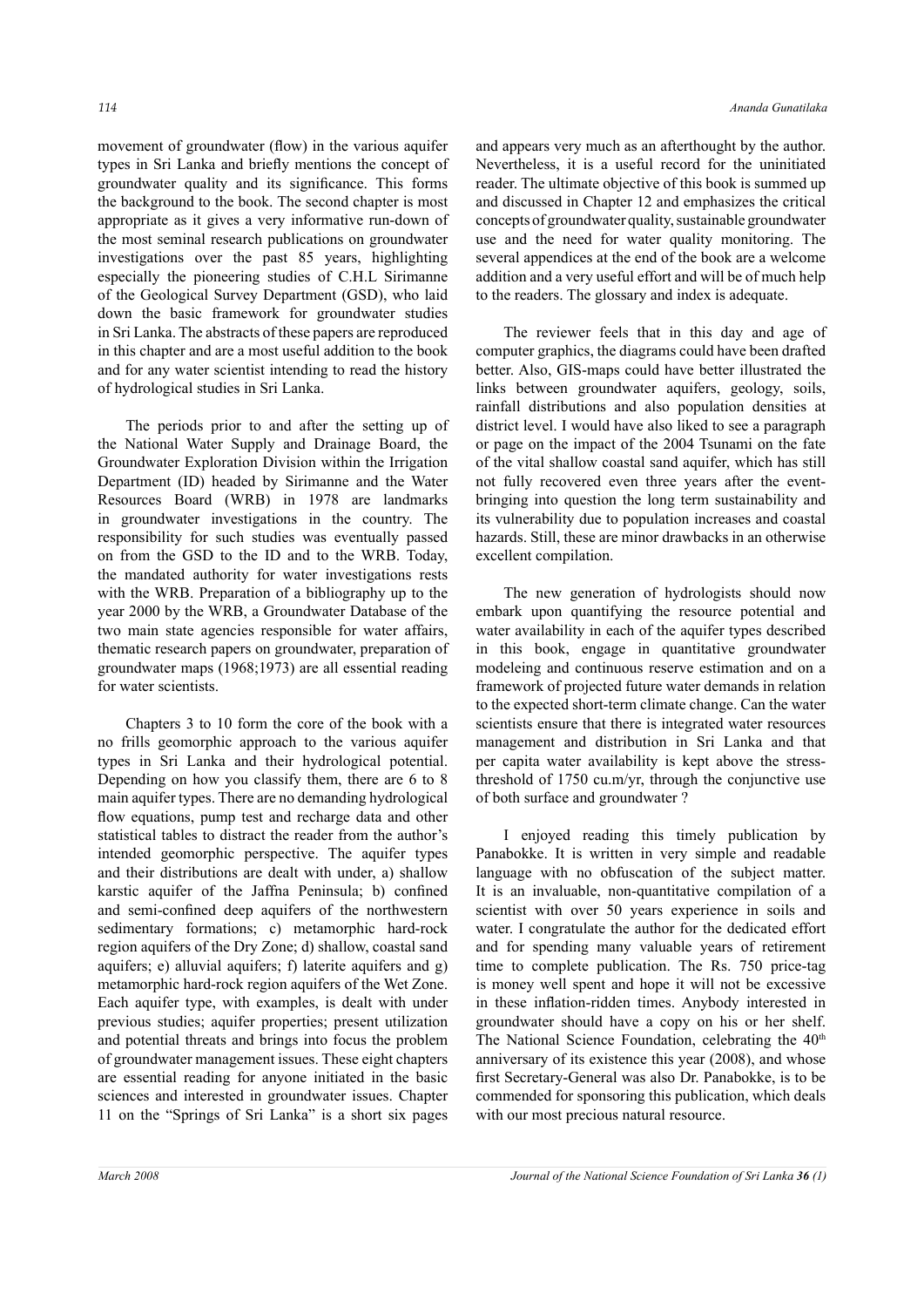movement of groundwater (flow) in the various aquifer types in Sri Lanka and briefly mentions the concept of groundwater quality and its significance. This forms the background to the book. The second chapter is most appropriate as it gives a very informative run-down of the most seminal research publications on groundwater investigations over the past 85 years, highlighting especially the pioneering studies of C.H.L Sirimanne of the Geological Survey Department (GSD), who laid down the basic framework for groundwater studies in Sri Lanka. The abstracts of these papers are reproduced in this chapter and are a most useful addition to the book and for any water scientist intending to read the history of hydrological studies in Sri Lanka.

The periods prior to and after the setting up of the National Water Supply and Drainage Board, the Groundwater Exploration Division within the Irrigation Department (ID) headed by Sirimanne and the Water Resources Board (WRB) in 1978 are landmarks in groundwater investigations in the country. The responsibility for such studies was eventually passed on from the GSD to the ID and to the WRB. Today, the mandated authority for water investigations rests with the WRB. Preparation of a bibliography up to the year 2000 by the WRB, a Groundwater Database of the two main state agencies responsible for water affairs, thematic research papers on groundwater, preparation of groundwater maps (1968;1973) are all essential reading for water scientists.

Chapters 3 to 10 form the core of the book with a no frills geomorphic approach to the various aquifer types in Sri Lanka and their hydrological potential. Depending on how you classify them, there are 6 to 8 main aquifer types. There are no demanding hydrological flow equations, pump test and recharge data and other statistical tables to distract the reader from the author's intended geomorphic perspective. The aquifer types and their distributions are dealt with under, a) shallow karstic aquifer of the Jaffna Peninsula; b) confined and semi-confined deep aquifers of the northwestern sedimentary formations; c) metamorphic hard-rock region aquifers of the Dry Zone; d) shallow, coastal sand aquifers; e) alluvial aquifers; f) laterite aquifers and g) metamorphic hard-rock region aquifers of the Wet Zone. Each aquifer type, with examples, is dealt with under previous studies; aquifer properties; present utilization and potential threats and brings into focus the problem of groundwater management issues. These eight chapters are essential reading for anyone initiated in the basic sciences and interested in groundwater issues. Chapter 11 on the "Springs of Sri Lanka" is a short six pages and appears very much as an afterthought by the author. Nevertheless, it is a useful record for the uninitiated reader. The ultimate objective of this book is summed up and discussed in Chapter 12 and emphasizes the critical concepts of groundwater quality, sustainable groundwater use and the need for water quality monitoring. The several appendices at the end of the book are a welcome addition and a very useful effort and will be of much help to the readers. The glossary and index is adequate.

The reviewer feels that in this day and age of computer graphics, the diagrams could have been drafted better. Also, GIS-maps could have better illustrated the links between groundwater aquifers, geology, soils, rainfall distributions and also population densities at district level. I would have also liked to see a paragraph or page on the impact of the 2004 Tsunami on the fate of the vital shallow coastal sand aquifer, which has still not fully recovered even three years after the event-bringing into question the long term sustainability and its vulnerability due to population increases and coastal hazards. Still, these are minor drawbacks in an otherwise excellent compilation.

The new generation of hydrologists should now embark upon quantifying the resource potential and water availability in each of the aquifer types described in this book, engage in quantitative groundwater modeleing and continuous reserve estimation and on a framework of projected future water demands in relation to the expected short-term climate change. Can the water scientists ensure that there is integrated water resources management and distribution in Sri Lanka and that per capita water availability is kept above the stress-threshold of 1750 cu.m/yr, through the conjunctive use of both surface and groundwater ?

I enjoyed reading this timely publication by Panabokke. It is written in very simple and readable language with no obfuscation of the subject matter. It is an invaluable, non-quantitative compilation of a scientist with over 50 years experience in soils and water. I congratulate the author for the dedicated effort and for spending many valuable years of retirement time to complete publication. The Rs. 750 price-tag is money well spent and hope it will not be excessive in these inflation-ridden times. Anybody interested in groundwater should have a copy on his or her shelf. The National Science Foundation, celebrating the 40th anniversary of its existence this year (2008), and whose first Secretary-General was also Dr. Panabokke, is to be commended for sponsoring this publication, which deals with our most precious natural resource.